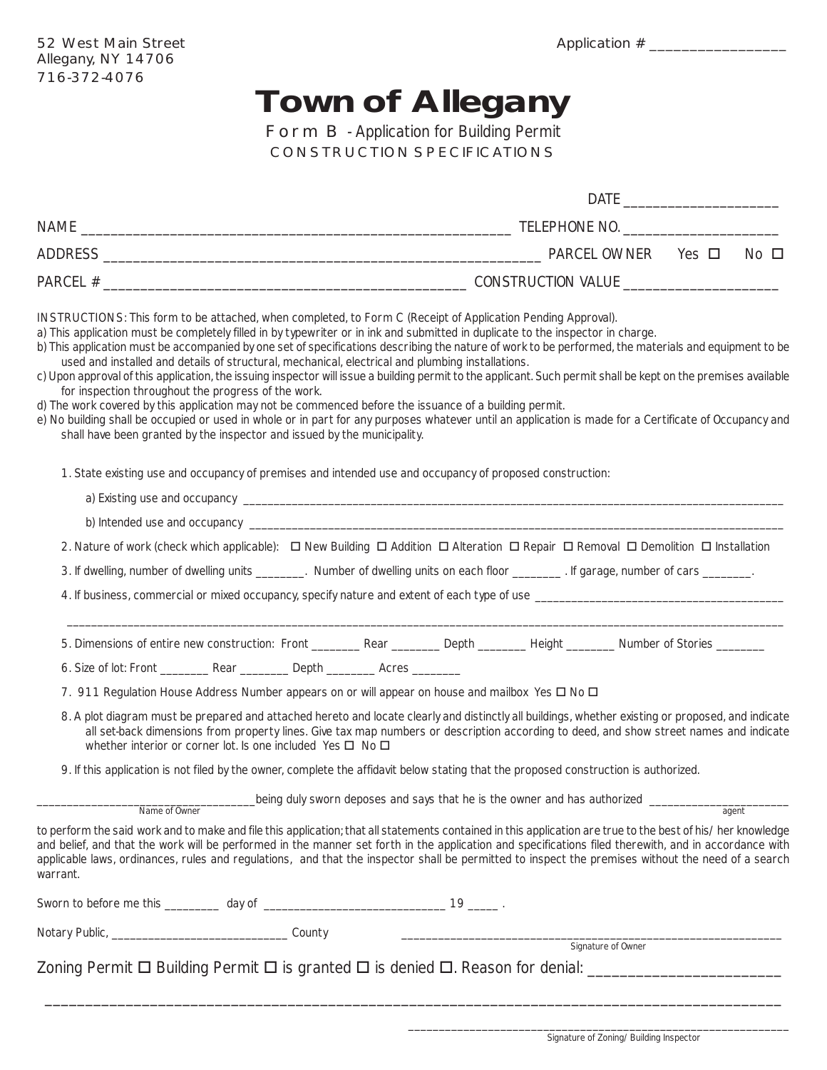52 West Main Street
Allegany, NY 14706
716-372-4076

Application # ________________

# Town of Allegany

Form B - Application for Building Permit
CONSTRUCTION SPECIFICATIONS

DATE ____________________

NAME ________________________________________________________ TELEPHONE NO. ____________________

ADDRESS ________________________________________________________ PARCEL OWNER Yes ☐ No ☐

PARCEL # ______________________________________________ CONSTRUCTION VALUE ____________________

INSTRUCTIONS: This form to be attached, when completed, to Form C (Receipt of Application Pending Approval).

a) This application must be completely filled in by typewriter or in ink and submitted in duplicate to the inspector in charge.

b) This application must be accompanied by one set of specifications describing the nature of work to be performed, the materials and equipment to be used and installed and details of structural, mechanical, electrical and plumbing installations.

c) Upon approval of this application, the issuing inspector will issue a building permit to the applicant. Such permit shall be kept on the premises available for inspection throughout the progress of the work.

d) The work covered by this application may not be commenced before the issuance of a building permit.

e) No building shall be occupied or used in whole or in part for any purposes whatever until an application is made for a Certificate of Occupancy and shall have been granted by the inspector and issued by the municipality.

1. State existing use and occupancy of premises and intended use and occupancy of proposed construction:

   a) Existing use and occupancy ________________________________________________________________

   b) Intended use and occupancy ________________________________________________________________

2. Nature of work (check which applicable): ☐ New Building ☐ Addition ☐ Alteration ☐ Repair ☐ Removal ☐ Demolition ☐ Installation

3. If dwelling, number of dwelling units ________. Number of dwelling units on each floor ________ . If garage, number of cars ________.

4. If business, commercial or mixed occupancy, specify nature and extent of each type of use ________________________________________

   ________________________________________________________________________________________________

5. Dimensions of entire new construction: Front ________ Rear ________ Depth ________ Height ________ Number of Stories ________

6. Size of lot: Front ________ Rear ________ Depth ________ Acres ________

7. 911 Regulation House Address Number appears on or will appear on house and mailbox Yes ☐ No ☐

8. A plot diagram must be prepared and attached hereto and locate clearly and distinctly all buildings, whether existing or proposed, and indicate all set-back dimensions from property lines. Give tax map numbers or description according to deed, and show street names and indicate whether interior or corner lot. Is one included Yes ☐ No ☐

9. If this application is not filed by the owner, complete the affidavit below stating that the proposed construction is authorized.

____________________________________ being duly sworn deposes and says that he is the owner and has authorized ______________________
Name of Owner agent

to perform the said work and to make and file this application; that all statements contained in this application are true to the best of his/her knowledge and belief, and that the work will be performed in the manner set forth in the application and specifications filed therewith, and in accordance with applicable laws, ordinances, rules and regulations, and that the inspector shall be permitted to inspect the premises without the need of a search warrant.

Sworn to before me this _________ day of ______________________________ 19 _____ .

Notary Public, ______________________________ County

______________________________________________________
Signature of Owner

Zoning Permit ☐ Building Permit ☐ is granted ☐ is denied ☐. Reason for denial: ________________________

________________________________________________________________________________________________

______________________________________________________
Signature of Zoning/Building Inspector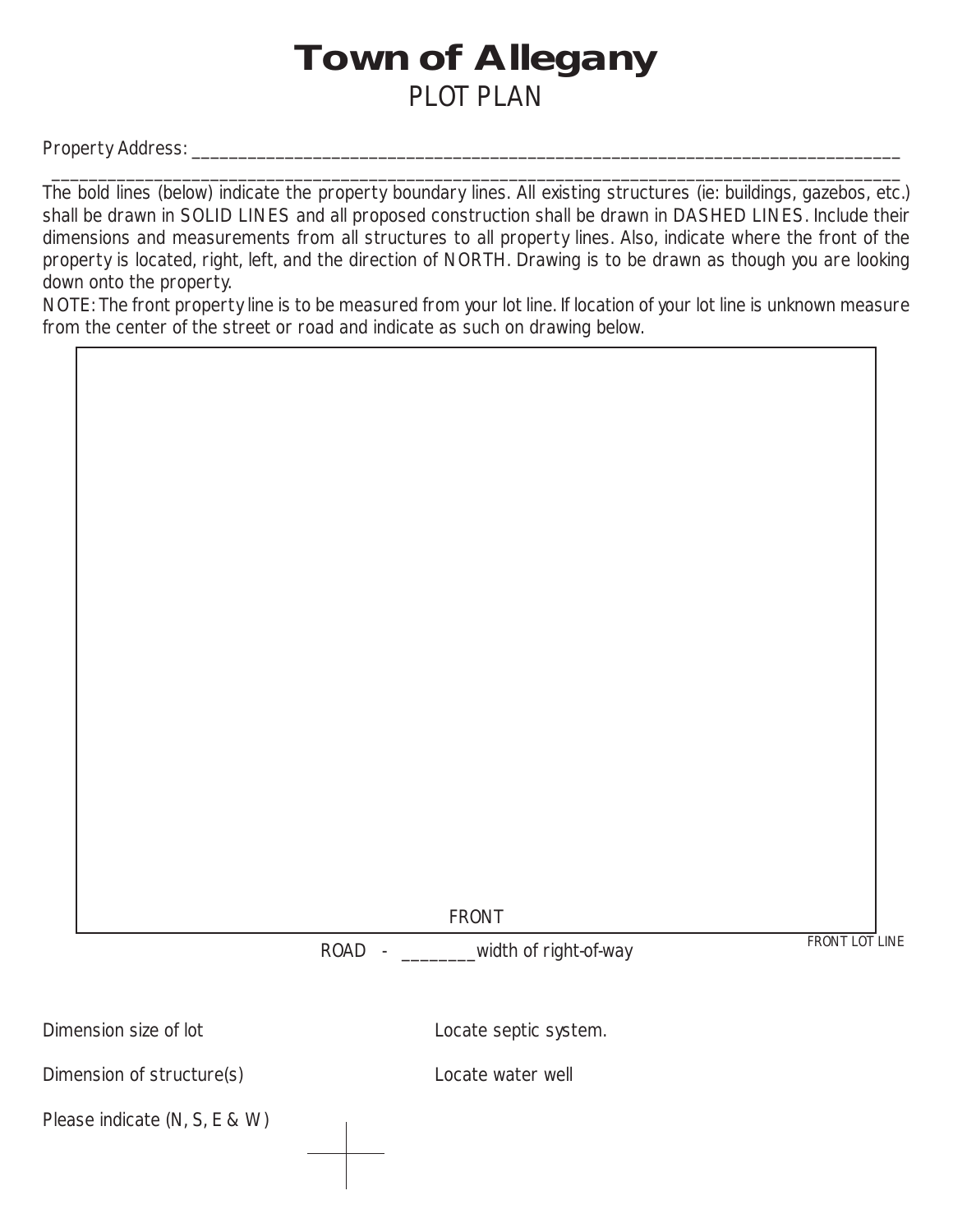# Town of Allegany

## PLOT PLAN

Property Address: ____________________________________________________________________________

____________________________________________________________________________________________

The bold lines (below) indicate the property boundary lines. All existing structures (ie: buildings, gazebos, etc.) shall be drawn in SOLID LINES and all proposed construction shall be drawn in DASHED LINES. Include their dimensions and measurements from all structures to all property lines. Also, indicate where the front of the property is located, right, left, and the direction of NORTH. Drawing is to be drawn as though you are looking down onto the property.

NOTE: The front property line is to be measured from your lot line. If location of your lot line is unknown measure from the center of the street or road and indicate as such on drawing below.

FRONT

FRONT LOT LINE

ROAD - ________width of right-of-way

Dimension size of lot

Dimension of structure(s)

Please indicate (N, S, E & W)

Locate septic system.

Locate water well